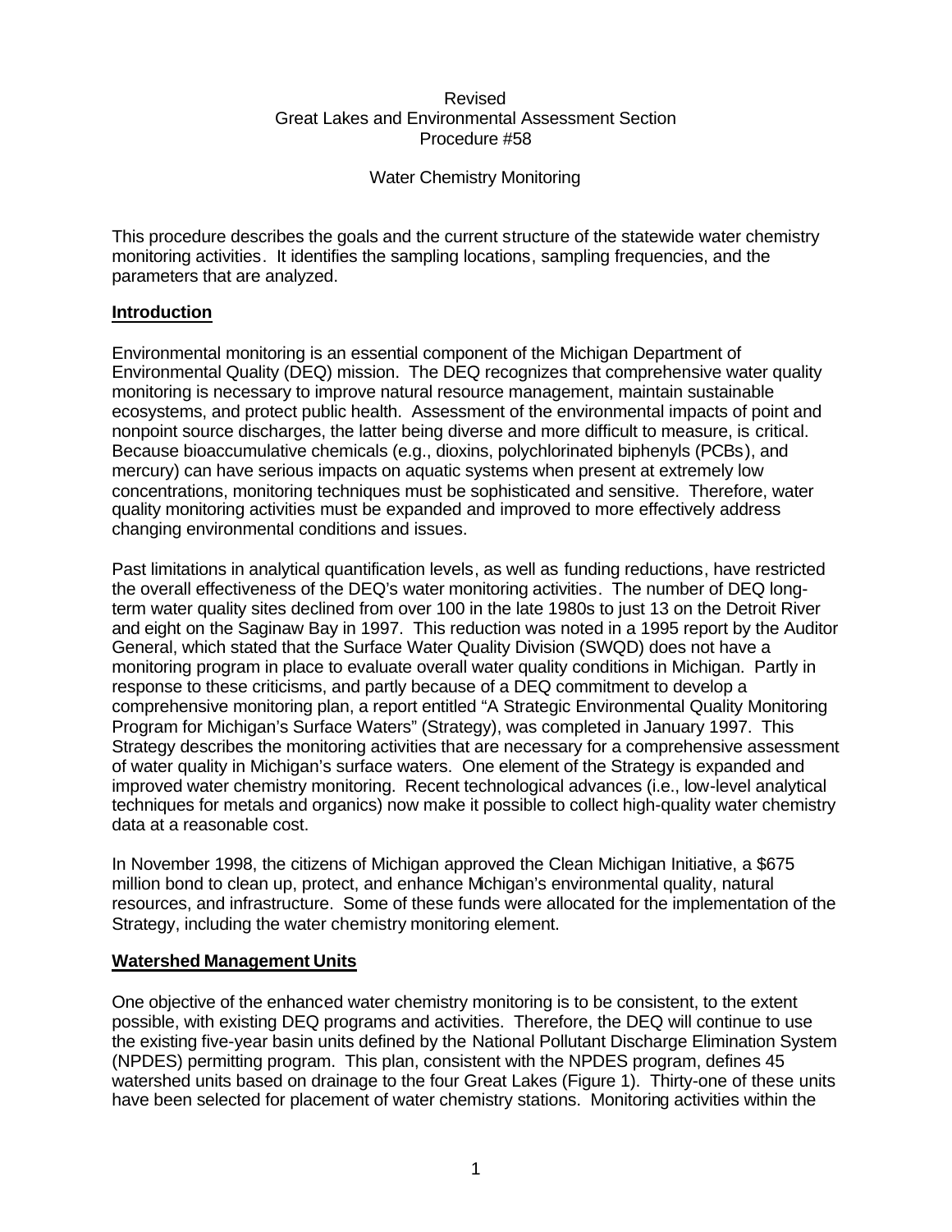Revised
Great Lakes and Environmental Assessment Section
Procedure #58

Water Chemistry Monitoring

This procedure describes the goals and the current structure of the statewide water chemistry monitoring activities. It identifies the sampling locations, sampling frequencies, and the parameters that are analyzed.

## Introduction

Environmental monitoring is an essential component of the Michigan Department of Environmental Quality (DEQ) mission. The DEQ recognizes that comprehensive water quality monitoring is necessary to improve natural resource management, maintain sustainable ecosystems, and protect public health. Assessment of the environmental impacts of point and nonpoint source discharges, the latter being diverse and more difficult to measure, is critical. Because bioaccumulative chemicals (e.g., dioxins, polychlorinated biphenyls (PCBs), and mercury) can have serious impacts on aquatic systems when present at extremely low concentrations, monitoring techniques must be sophisticated and sensitive. Therefore, water quality monitoring activities must be expanded and improved to more effectively address changing environmental conditions and issues.

Past limitations in analytical quantification levels, as well as funding reductions, have restricted the overall effectiveness of the DEQ's water monitoring activities. The number of DEQ long-term water quality sites declined from over 100 in the late 1980s to just 13 on the Detroit River and eight on the Saginaw Bay in 1997. This reduction was noted in a 1995 report by the Auditor General, which stated that the Surface Water Quality Division (SWQD) does not have a monitoring program in place to evaluate overall water quality conditions in Michigan. Partly in response to these criticisms, and partly because of a DEQ commitment to develop a comprehensive monitoring plan, a report entitled "A Strategic Environmental Quality Monitoring Program for Michigan's Surface Waters" (Strategy), was completed in January 1997. This Strategy describes the monitoring activities that are necessary for a comprehensive assessment of water quality in Michigan's surface waters. One element of the Strategy is expanded and improved water chemistry monitoring. Recent technological advances (i.e., low-level analytical techniques for metals and organics) now make it possible to collect high-quality water chemistry data at a reasonable cost.

In November 1998, the citizens of Michigan approved the Clean Michigan Initiative, a $675 million bond to clean up, protect, and enhance Michigan's environmental quality, natural resources, and infrastructure. Some of these funds were allocated for the implementation of the Strategy, including the water chemistry monitoring element.

## Watershed Management Units

One objective of the enhanced water chemistry monitoring is to be consistent, to the extent possible, with existing DEQ programs and activities. Therefore, the DEQ will continue to use the existing five-year basin units defined by the National Pollutant Discharge Elimination System (NPDES) permitting program. This plan, consistent with the NPDES program, defines 45 watershed units based on drainage to the four Great Lakes (Figure 1). Thirty-one of these units have been selected for placement of water chemistry stations. Monitoring activities within the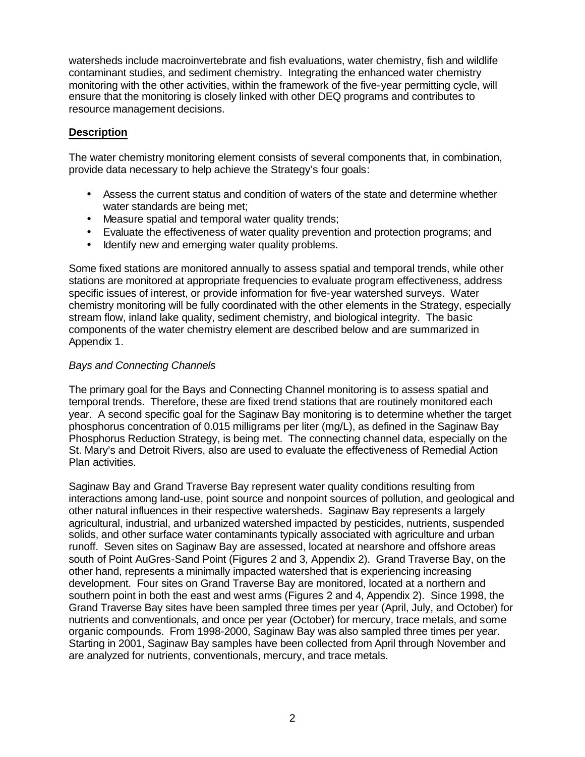watersheds include macroinvertebrate and fish evaluations, water chemistry, fish and wildlife contaminant studies, and sediment chemistry. Integrating the enhanced water chemistry monitoring with the other activities, within the framework of the five-year permitting cycle, will ensure that the monitoring is closely linked with other DEQ programs and contributes to resource management decisions.

## **Description**

The water chemistry monitoring element consists of several components that, in combination, provide data necessary to help achieve the Strategy's four goals:

- Assess the current status and condition of waters of the state and determine whether water standards are being met;
- Measure spatial and temporal water quality trends;
- Evaluate the effectiveness of water quality prevention and protection programs; and
- Identify new and emerging water quality problems.

Some fixed stations are monitored annually to assess spatial and temporal trends, while other stations are monitored at appropriate frequencies to evaluate program effectiveness, address specific issues of interest, or provide information for five-year watershed surveys. Water chemistry monitoring will be fully coordinated with the other elements in the Strategy, especially stream flow, inland lake quality, sediment chemistry, and biological integrity. The basic components of the water chemistry element are described below and are summarized in Appendix 1.

### *Bays and Connecting Channels*

The primary goal for the Bays and Connecting Channel monitoring is to assess spatial and temporal trends. Therefore, these are fixed trend stations that are routinely monitored each year. A second specific goal for the Saginaw Bay monitoring is to determine whether the target phosphorus concentration of 0.015 milligrams per liter (mg/L), as defined in the Saginaw Bay Phosphorus Reduction Strategy, is being met. The connecting channel data, especially on the St. Mary's and Detroit Rivers, also are used to evaluate the effectiveness of Remedial Action Plan activities.

Saginaw Bay and Grand Traverse Bay represent water quality conditions resulting from interactions among land-use, point source and nonpoint sources of pollution, and geological and other natural influences in their respective watersheds. Saginaw Bay represents a largely agricultural, industrial, and urbanized watershed impacted by pesticides, nutrients, suspended solids, and other surface water contaminants typically associated with agriculture and urban runoff. Seven sites on Saginaw Bay are assessed, located at nearshore and offshore areas south of Point AuGres-Sand Point (Figures 2 and 3, Appendix 2). Grand Traverse Bay, on the other hand, represents a minimally impacted watershed that is experiencing increasing development. Four sites on Grand Traverse Bay are monitored, located at a northern and southern point in both the east and west arms (Figures 2 and 4, Appendix 2). Since 1998, the Grand Traverse Bay sites have been sampled three times per year (April, July, and October) for nutrients and conventionals, and once per year (October) for mercury, trace metals, and some organic compounds. From 1998-2000, Saginaw Bay was also sampled three times per year. Starting in 2001, Saginaw Bay samples have been collected from April through November and are analyzed for nutrients, conventionals, mercury, and trace metals.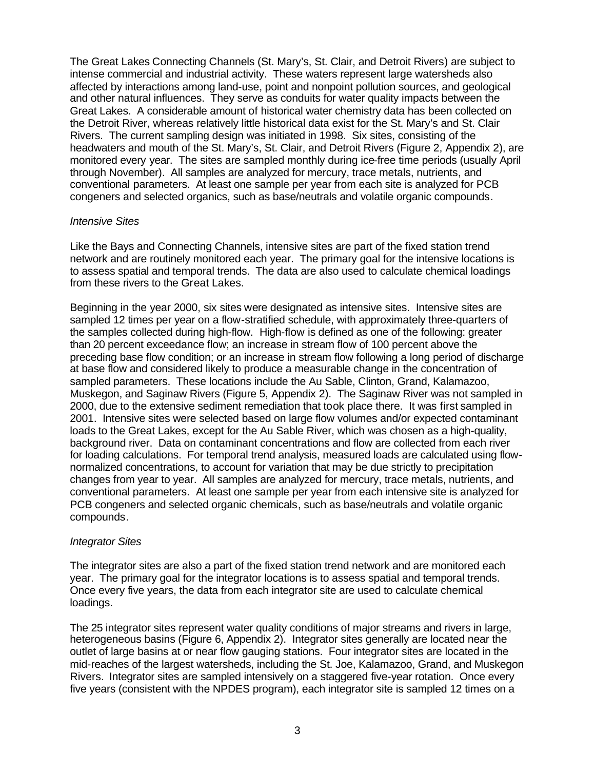The Great Lakes Connecting Channels (St. Mary's, St. Clair, and Detroit Rivers) are subject to intense commercial and industrial activity. These waters represent large watersheds also affected by interactions among land-use, point and nonpoint pollution sources, and geological and other natural influences. They serve as conduits for water quality impacts between the Great Lakes. A considerable amount of historical water chemistry data has been collected on the Detroit River, whereas relatively little historical data exist for the St. Mary's and St. Clair Rivers. The current sampling design was initiated in 1998. Six sites, consisting of the headwaters and mouth of the St. Mary's, St. Clair, and Detroit Rivers (Figure 2, Appendix 2), are monitored every year. The sites are sampled monthly during ice-free time periods (usually April through November). All samples are analyzed for mercury, trace metals, nutrients, and conventional parameters. At least one sample per year from each site is analyzed for PCB congeners and selected organics, such as base/neutrals and volatile organic compounds.

*Intensive Sites*

Like the Bays and Connecting Channels, intensive sites are part of the fixed station trend network and are routinely monitored each year. The primary goal for the intensive locations is to assess spatial and temporal trends. The data are also used to calculate chemical loadings from these rivers to the Great Lakes.

Beginning in the year 2000, six sites were designated as intensive sites. Intensive sites are sampled 12 times per year on a flow-stratified schedule, with approximately three-quarters of the samples collected during high-flow. High-flow is defined as one of the following: greater than 20 percent exceedance flow; an increase in stream flow of 100 percent above the preceding base flow condition; or an increase in stream flow following a long period of discharge at base flow and considered likely to produce a measurable change in the concentration of sampled parameters. These locations include the Au Sable, Clinton, Grand, Kalamazoo, Muskegon, and Saginaw Rivers (Figure 5, Appendix 2). The Saginaw River was not sampled in 2000, due to the extensive sediment remediation that took place there. It was first sampled in 2001. Intensive sites were selected based on large flow volumes and/or expected contaminant loads to the Great Lakes, except for the Au Sable River, which was chosen as a high-quality, background river. Data on contaminant concentrations and flow are collected from each river for loading calculations. For temporal trend analysis, measured loads are calculated using flow-normalized concentrations, to account for variation that may be due strictly to precipitation changes from year to year. All samples are analyzed for mercury, trace metals, nutrients, and conventional parameters. At least one sample per year from each intensive site is analyzed for PCB congeners and selected organic chemicals, such as base/neutrals and volatile organic compounds.

*Integrator Sites*

The integrator sites are also a part of the fixed station trend network and are monitored each year. The primary goal for the integrator locations is to assess spatial and temporal trends. Once every five years, the data from each integrator site are used to calculate chemical loadings.

The 25 integrator sites represent water quality conditions of major streams and rivers in large, heterogeneous basins (Figure 6, Appendix 2). Integrator sites generally are located near the outlet of large basins at or near flow gauging stations. Four integrator sites are located in the mid-reaches of the largest watersheds, including the St. Joe, Kalamazoo, Grand, and Muskegon Rivers. Integrator sites are sampled intensively on a staggered five-year rotation. Once every five years (consistent with the NPDES program), each integrator site is sampled 12 times on a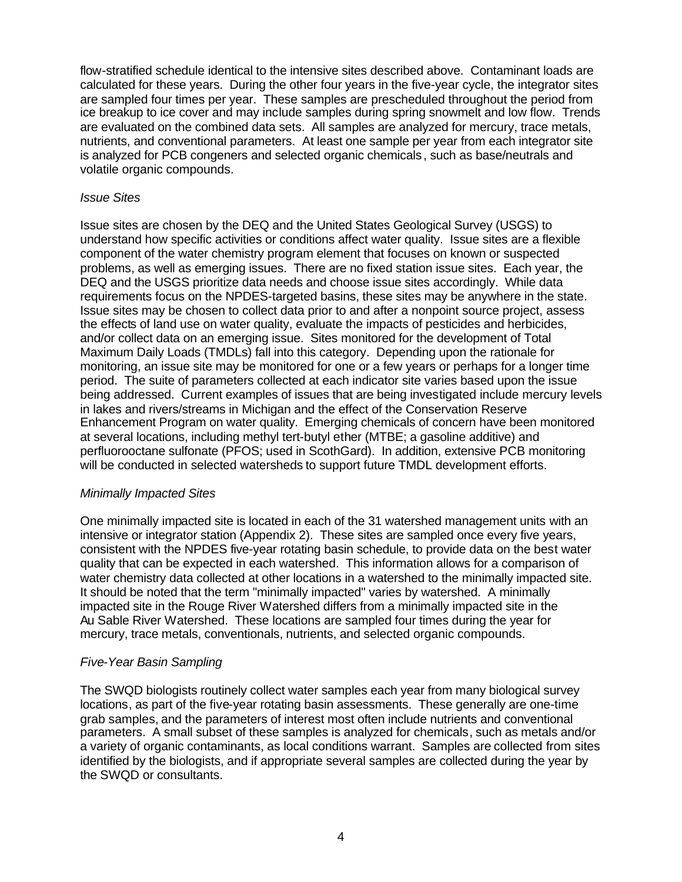flow-stratified schedule identical to the intensive sites described above. Contaminant loads are calculated for these years. During the other four years in the five-year cycle, the integrator sites are sampled four times per year. These samples are prescheduled throughout the period from ice breakup to ice cover and may include samples during spring snowmelt and low flow. Trends are evaluated on the combined data sets. All samples are analyzed for mercury, trace metals, nutrients, and conventional parameters. At least one sample per year from each integrator site is analyzed for PCB congeners and selected organic chemicals, such as base/neutrals and volatile organic compounds.

*Issue Sites*

Issue sites are chosen by the DEQ and the United States Geological Survey (USGS) to understand how specific activities or conditions affect water quality. Issue sites are a flexible component of the water chemistry program element that focuses on known or suspected problems, as well as emerging issues. There are no fixed station issue sites. Each year, the DEQ and the USGS prioritize data needs and choose issue sites accordingly. While data requirements focus on the NPDES-targeted basins, these sites may be anywhere in the state. Issue sites may be chosen to collect data prior to and after a nonpoint source project, assess the effects of land use on water quality, evaluate the impacts of pesticides and herbicides, and/or collect data on an emerging issue. Sites monitored for the development of Total Maximum Daily Loads (TMDLs) fall into this category. Depending upon the rationale for monitoring, an issue site may be monitored for one or a few years or perhaps for a longer time period. The suite of parameters collected at each indicator site varies based upon the issue being addressed. Current examples of issues that are being investigated include mercury levels in lakes and rivers/streams in Michigan and the effect of the Conservation Reserve Enhancement Program on water quality. Emerging chemicals of concern have been monitored at several locations, including methyl tert-butyl ether (MTBE; a gasoline additive) and perfluorooctane sulfonate (PFOS; used in ScothGard). In addition, extensive PCB monitoring will be conducted in selected watersheds to support future TMDL development efforts.

*Minimally Impacted Sites*

One minimally impacted site is located in each of the 31 watershed management units with an intensive or integrator station (Appendix 2). These sites are sampled once every five years, consistent with the NPDES five-year rotating basin schedule, to provide data on the best water quality that can be expected in each watershed. This information allows for a comparison of water chemistry data collected at other locations in a watershed to the minimally impacted site. It should be noted that the term "minimally impacted" varies by watershed. A minimally impacted site in the Rouge River Watershed differs from a minimally impacted site in the Au Sable River Watershed. These locations are sampled four times during the year for mercury, trace metals, conventionals, nutrients, and selected organic compounds.

*Five-Year Basin Sampling*

The SWQD biologists routinely collect water samples each year from many biological survey locations, as part of the five-year rotating basin assessments. These generally are one-time grab samples, and the parameters of interest most often include nutrients and conventional parameters. A small subset of these samples is analyzed for chemicals, such as metals and/or a variety of organic contaminants, as local conditions warrant. Samples are collected from sites identified by the biologists, and if appropriate several samples are collected during the year by the SWQD or consultants.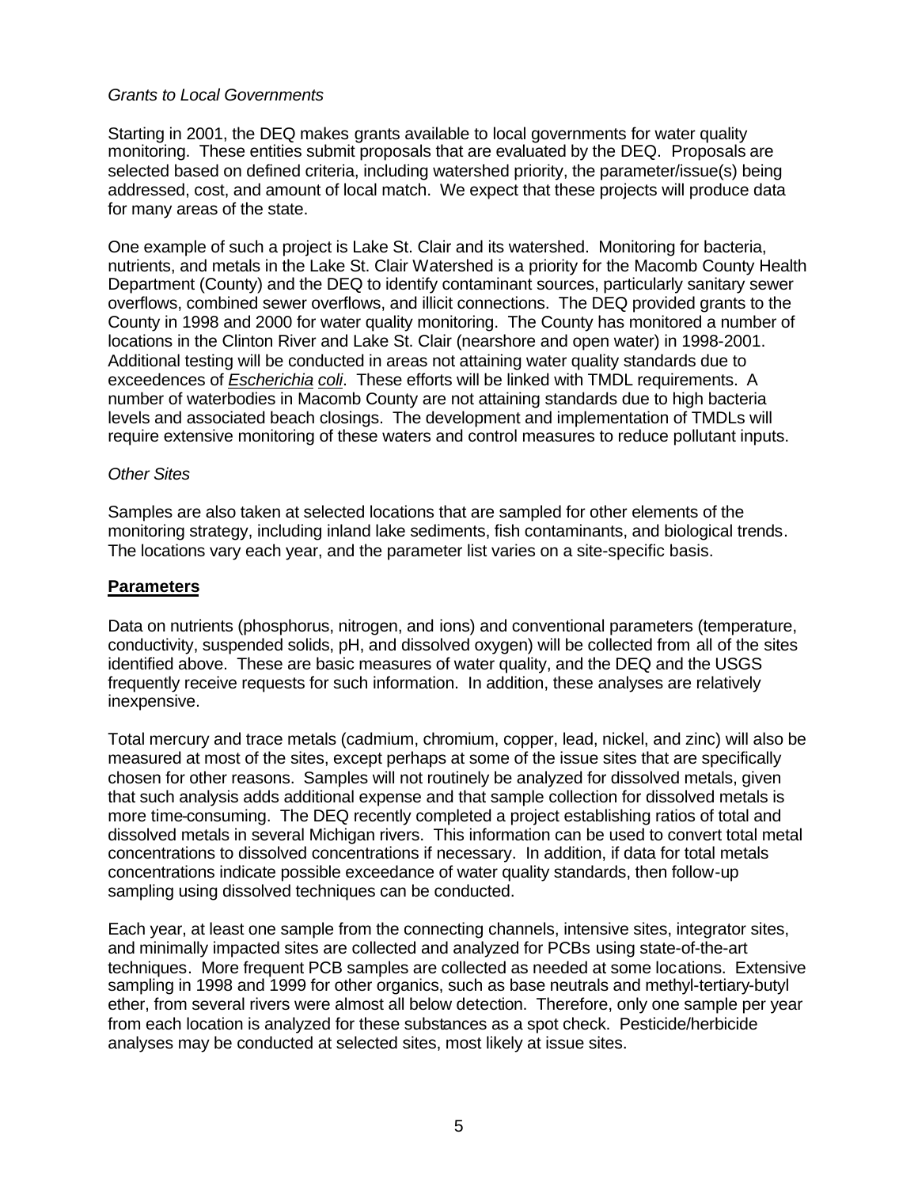*Grants to Local Governments*

Starting in 2001, the DEQ makes grants available to local governments for water quality monitoring. These entities submit proposals that are evaluated by the DEQ. Proposals are selected based on defined criteria, including watershed priority, the parameter/issue(s) being addressed, cost, and amount of local match. We expect that these projects will produce data for many areas of the state.

One example of such a project is Lake St. Clair and its watershed. Monitoring for bacteria, nutrients, and metals in the Lake St. Clair Watershed is a priority for the Macomb County Health Department (County) and the DEQ to identify contaminant sources, particularly sanitary sewer overflows, combined sewer overflows, and illicit connections. The DEQ provided grants to the County in 1998 and 2000 for water quality monitoring. The County has monitored a number of locations in the Clinton River and Lake St. Clair (nearshore and open water) in 1998-2001. Additional testing will be conducted in areas not attaining water quality standards due to exceedences of *Escherichia coli*. These efforts will be linked with TMDL requirements. A number of waterbodies in Macomb County are not attaining standards due to high bacteria levels and associated beach closings. The development and implementation of TMDLs will require extensive monitoring of these waters and control measures to reduce pollutant inputs.

*Other Sites*

Samples are also taken at selected locations that are sampled for other elements of the monitoring strategy, including inland lake sediments, fish contaminants, and biological trends. The locations vary each year, and the parameter list varies on a site-specific basis.

## **Parameters**

Data on nutrients (phosphorus, nitrogen, and ions) and conventional parameters (temperature, conductivity, suspended solids, pH, and dissolved oxygen) will be collected from all of the sites identified above. These are basic measures of water quality, and the DEQ and the USGS frequently receive requests for such information. In addition, these analyses are relatively inexpensive.

Total mercury and trace metals (cadmium, chromium, copper, lead, nickel, and zinc) will also be measured at most of the sites, except perhaps at some of the issue sites that are specifically chosen for other reasons. Samples will not routinely be analyzed for dissolved metals, given that such analysis adds additional expense and that sample collection for dissolved metals is more time-consuming. The DEQ recently completed a project establishing ratios of total and dissolved metals in several Michigan rivers. This information can be used to convert total metal concentrations to dissolved concentrations if necessary. In addition, if data for total metals concentrations indicate possible exceedance of water quality standards, then follow-up sampling using dissolved techniques can be conducted.

Each year, at least one sample from the connecting channels, intensive sites, integrator sites, and minimally impacted sites are collected and analyzed for PCBs using state-of-the-art techniques. More frequent PCB samples are collected as needed at some locations. Extensive sampling in 1998 and 1999 for other organics, such as base neutrals and methyl-tertiary-butyl ether, from several rivers were almost all below detection. Therefore, only one sample per year from each location is analyzed for these substances as a spot check. Pesticide/herbicide analyses may be conducted at selected sites, most likely at issue sites.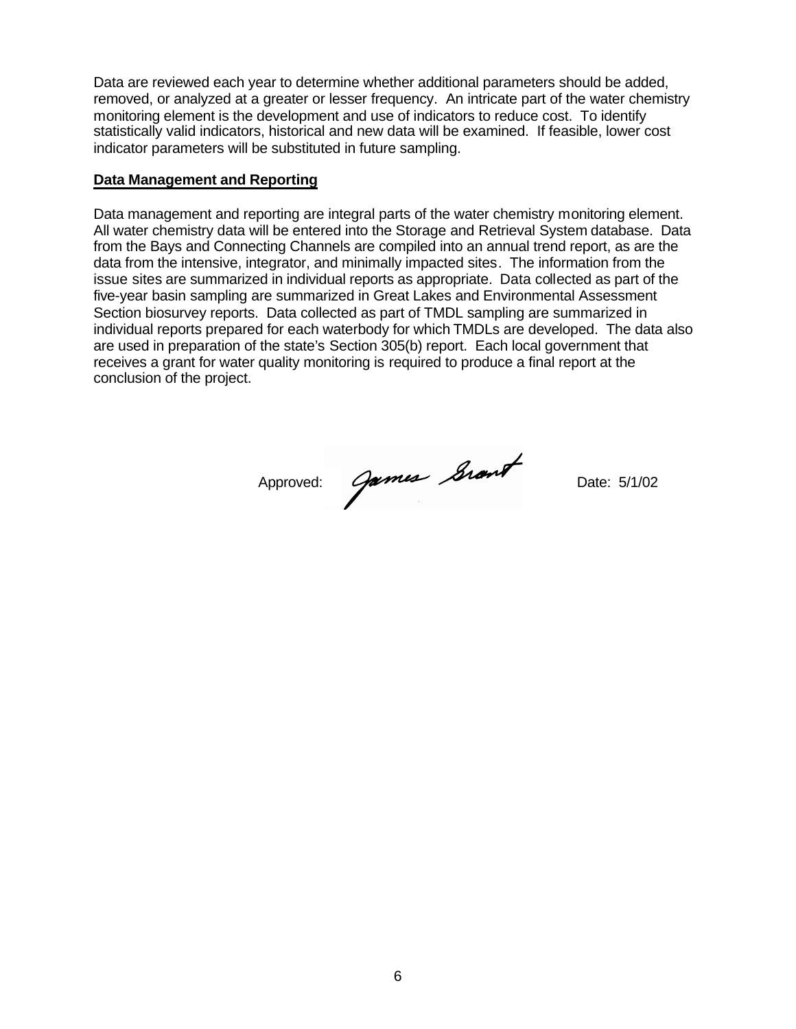Data are reviewed each year to determine whether additional parameters should be added, removed, or analyzed at a greater or lesser frequency. An intricate part of the water chemistry monitoring element is the development and use of indicators to reduce cost. To identify statistically valid indicators, historical and new data will be examined. If feasible, lower cost indicator parameters will be substituted in future sampling.

**Data Management and Reporting**

Data management and reporting are integral parts of the water chemistry monitoring element. All water chemistry data will be entered into the Storage and Retrieval System database. Data from the Bays and Connecting Channels are compiled into an annual trend report, as are the data from the intensive, integrator, and minimally impacted sites. The information from the issue sites are summarized in individual reports as appropriate. Data collected as part of the five-year basin sampling are summarized in Great Lakes and Environmental Assessment Section biosurvey reports. Data collected as part of TMDL sampling are summarized in individual reports prepared for each waterbody for which TMDLs are developed. The data also are used in preparation of the state's Section 305(b) report. Each local government that receives a grant for water quality monitoring is required to produce a final report at the conclusion of the project.

Approved: James Grant Date: 5/1/02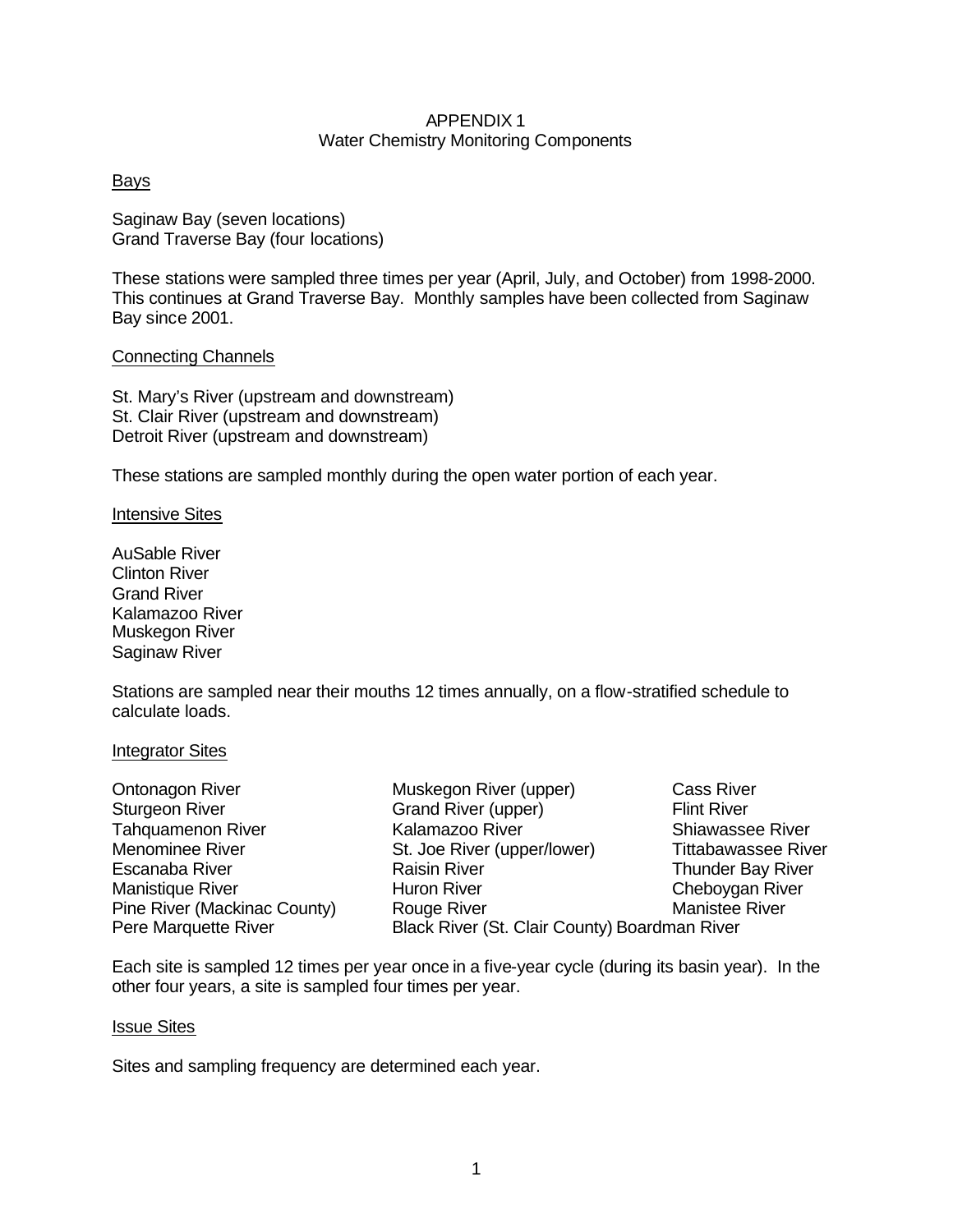# APPENDIX 1
## Water Chemistry Monitoring Components

<u>Bays</u>

Saginaw Bay (seven locations)
Grand Traverse Bay (four locations)

These stations were sampled three times per year (April, July, and October) from 1998-2000. This continues at Grand Traverse Bay. Monthly samples have been collected from Saginaw Bay since 2001.

<u>Connecting Channels</u>

St. Mary's River (upstream and downstream)
St. Clair River (upstream and downstream)
Detroit River (upstream and downstream)

These stations are sampled monthly during the open water portion of each year.

<u>Intensive Sites</u>

AuSable River
Clinton River
Grand River
Kalamazoo River
Muskegon River
Saginaw River

Stations are sampled near their mouths 12 times annually, on a flow-stratified schedule to calculate loads.

<u>Integrator Sites</u>

Ontonagon River
Sturgeon River
Tahquamenon River
Menominee River
Escanaba River
Manistique River
Pine River (Mackinac County)
Pere Marquette River
Muskegon River (upper)
Grand River (upper)
Kalamazoo River
St. Joe River (upper/lower)
Raisin River
Huron River
Rouge River
Black River (St. Clair County)
Cass River
Flint River
Shiawassee River
Tittabawassee River
Thunder Bay River
Cheboygan River
Manistee River
Boardman River

Each site is sampled 12 times per year once in a five-year cycle (during its basin year). In the other four years, a site is sampled four times per year.

<u>Issue Sites</u>

Sites and sampling frequency are determined each year.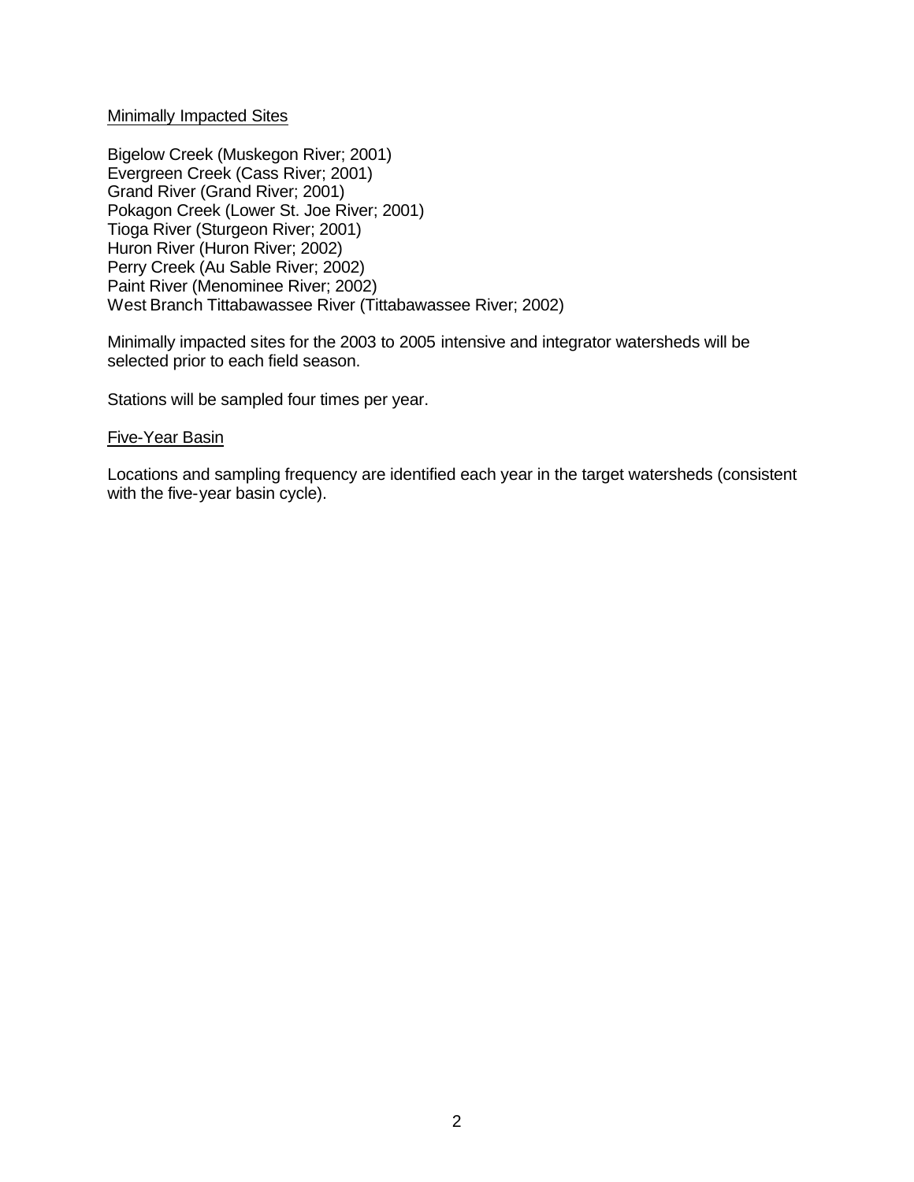Minimally Impacted Sites

Bigelow Creek (Muskegon River; 2001)
Evergreen Creek (Cass River; 2001)
Grand River (Grand River; 2001)
Pokagon Creek (Lower St. Joe River; 2001)
Tioga River (Sturgeon River; 2001)
Huron River (Huron River; 2002)
Perry Creek (Au Sable River; 2002)
Paint River (Menominee River; 2002)
West Branch Tittabawassee River (Tittabawassee River; 2002)

Minimally impacted sites for the 2003 to 2005 intensive and integrator watersheds will be selected prior to each field season.

Stations will be sampled four times per year.

Five-Year Basin

Locations and sampling frequency are identified each year in the target watersheds (consistent with the five-year basin cycle).